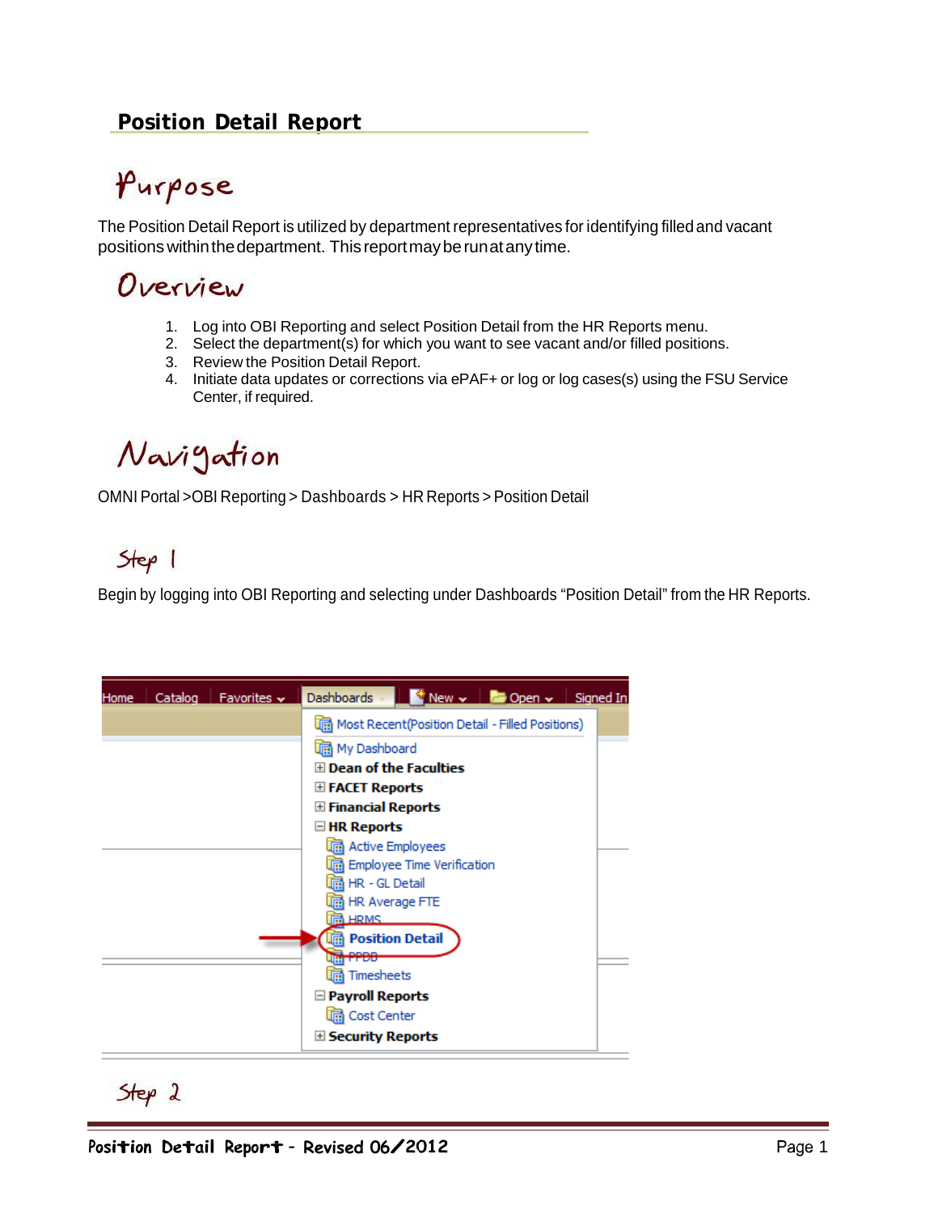# Position Detail Report

## Purpose

The Position Detail Report is utilized by department representatives for identifying filled and vacant positions within the department. This report may be run at any time.

## Overview

1. Log into OBI Reporting and select Position Detail from the HR Reports menu.
2. Select the department(s) for which you want to see vacant and/or filled positions.
3. Review the Position Detail Report.
4. Initiate data updates or corrections via ePAF+ or log or log cases(s) using the FSU Service Center, if required.

## Navigation

OMNI Portal >OBI Reporting > Dashboards > HR Reports > Position Detail

## Step 1

Begin by logging into OBI Reporting and selecting under Dashboards "Position Detail" from the HR Reports.

Home | Catalog | Favorites | Dashboards | New | Open | Signed In

- Most Recent(Position Detail - Filled Positions)
- My Dashboard
- Dean of the Faculties
- FACET Reports
- Financial Reports
- HR Reports
  - Active Employees
  - Employee Time Verification
  - HR - GL Detail
  - HR Average FTE
  - HRMS
  - **Position Detail**
  - PPDB
  - Timesheets
- Payroll Reports
  - Cost Center
- Security Reports

## Step 2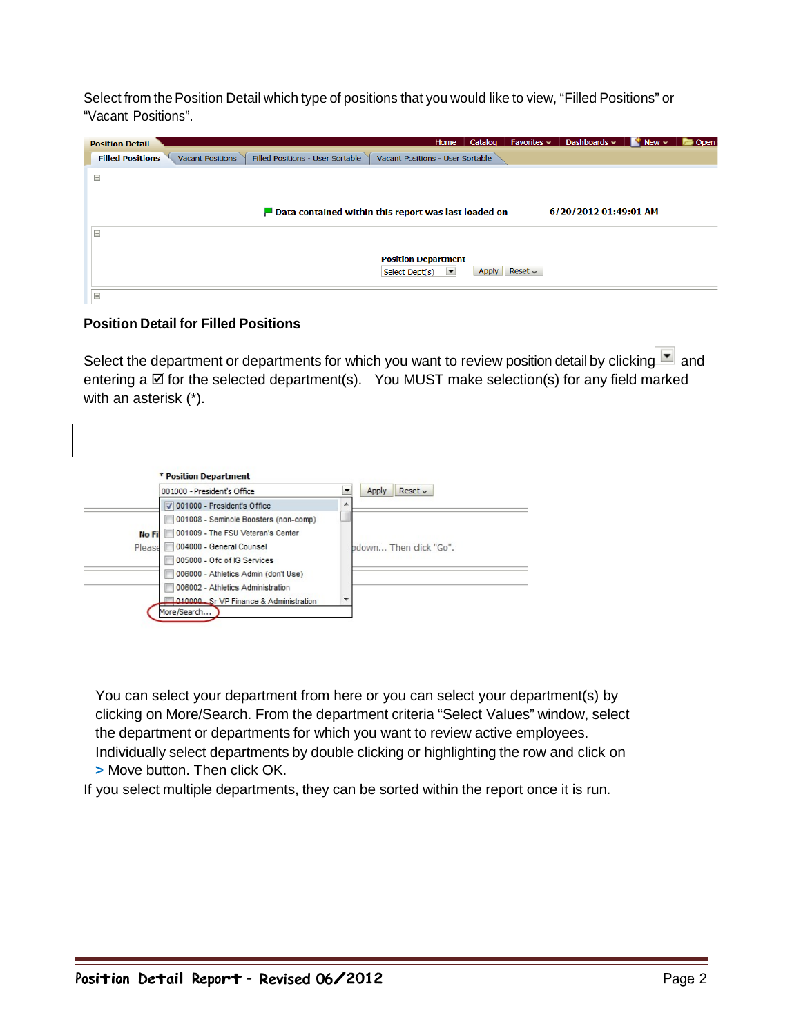Select from the Position Detail which type of positions that you would like to view, “Filled Positions” or “Vacant Positions”.

## Position Detail for Filled Positions

Select the department or departments for which you want to review position detail by clicking and entering a ☑ for the selected department(s). You MUST make selection(s) for any field marked with an asterisk (*).

You can select your department from here or you can select your department(s) by clicking on More/Search. From the department criteria “Select Values” window, select the department or departments for which you want to review active employees. Individually select departments by double clicking or highlighting the row and click on **>** Move button. Then click OK.

If you select multiple departments, they can be sorted within the report once it is run.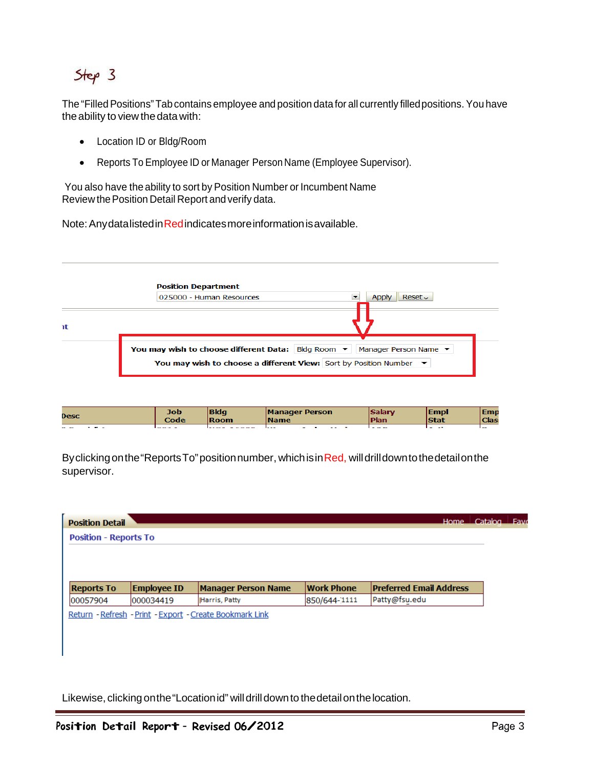## Step 3

The "Filled Positions" Tab contains employee and position data for all currently filled positions. You have the ability to view the data with:

- Location ID or Bldg/Room
- Reports To Employee ID or Manager Person Name (Employee Supervisor).

You also have the ability to sort by Position Number or Incumbent Name
Review the Position Detail Report and verify data.

Note: Any data listed in Red indicates more information is available.

**Position Department**
025000 - Human Resources | Apply | Reset

**You may wish to choose different Data:** Bldg Room | Manager Person Name
**You may wish to choose a different View:** Sort by Position Number

| Desc | Job Code | Bldg Room | Manager Person Name | Salary Plan | Empl Stat | Emp Clas |
|---|---|---|---|---|---|---|

By clicking on the "Reports To" position number, which is in Red, will drill down to the detail on the supervisor.

**Position Detail**

**Position - Reports To**

| Reports To | Employee ID | Manager Person Name | Work Phone | Preferred Email Address |
|---|---|---|---|---|
| 00057904 | 000034419 | Harris, Patty | 850/644-1111 | Patty@fsu.edu |

Return - Refresh - Print - Export - Create Bookmark Link

Likewise, clicking on the "Location id" will drill down to the detail on the location.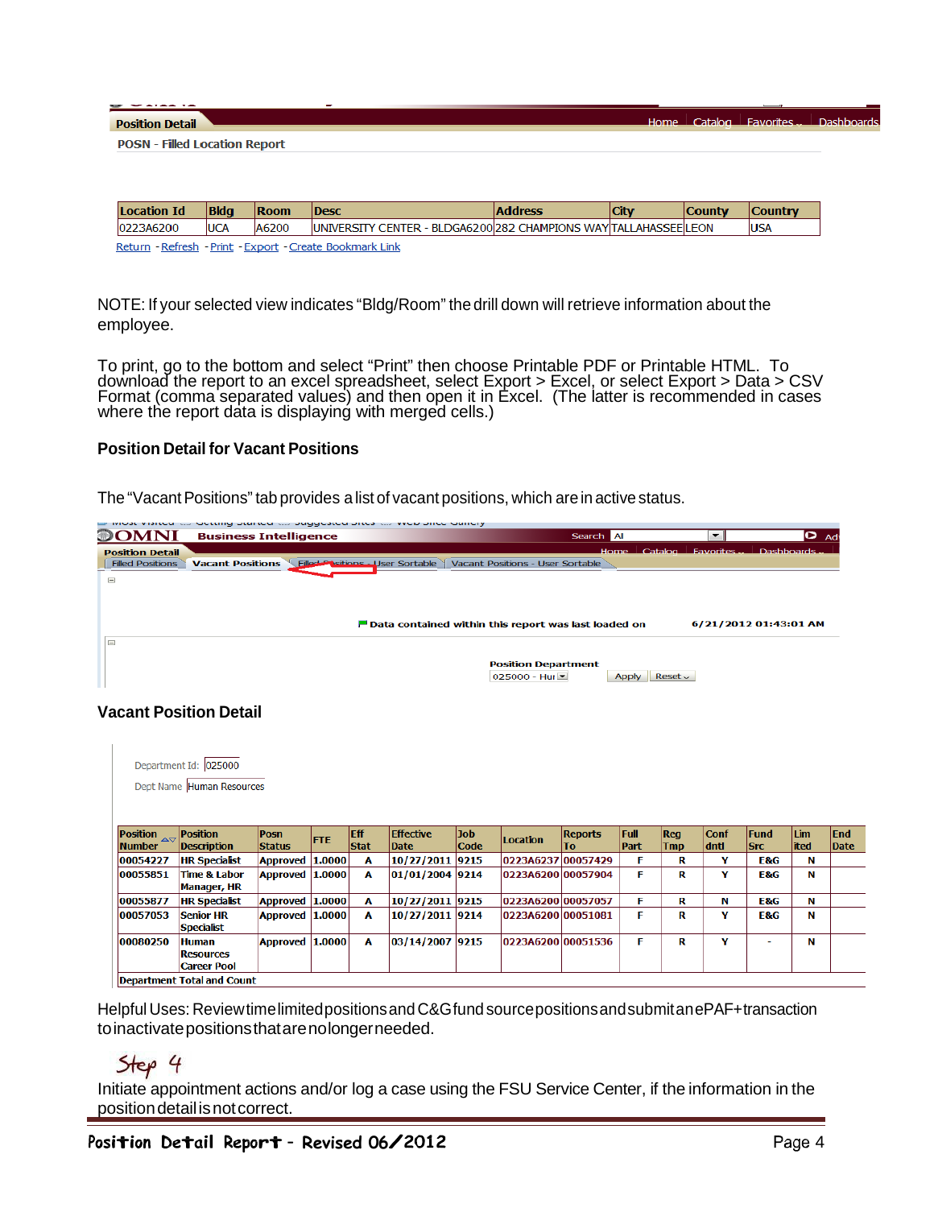Position Detail

POSN - Filled Location Report

| Location Id | Bldg | Room | Desc | Address | City | County | Country |
|---|---|---|---|---|---|---|---|
| 0223A6200 | UCA | A6200 | UNIVERSITY CENTER - BLDGA6200 | 282 CHAMPIONS WAY | TALLAHASSEE | LEON | USA |

Return - Refresh - Print - Export - Create Bookmark Link

NOTE: If your selected view indicates "Bldg/Room" the drill down will retrieve information about the employee.

To print, go to the bottom and select "Print" then choose Printable PDF or Printable HTML. To download the report to an excel spreadsheet, select Export > Excel, or select Export > Data > CSV Format (comma separated values) and then open it in Excel. (The latter is recommended in cases where the report data is displaying with merged cells.)

### Position Detail for Vacant Positions

The "Vacant Positions" tab provides a list of vacant positions, which are in active status.

OMNI Business Intelligence

Position Detail — Filled Positions | Vacant Positions | Filled Positions - User Sortable | Vacant Positions - User Sortable

Data contained within this report was last loaded on 6/21/2012 01:43:01 AM

Position Department: 025000 - Hur — Apply | Reset

### Vacant Position Detail

Department Id: 025000

Dept Name: Human Resources

| Position Number | Position Description | Posn Status | FTE | Eff Stat | Effective Date | Job Code | Location | Reports To | Full Part | Reg Tmp | Conf dntl | Fund Src | Lim ited | End Date |
|---|---|---|---|---|---|---|---|---|---|---|---|---|---|---|
| 00054227 | HR Specialist | Approved | 1.0000 | A | 10/27/2011 | 9215 | 0223A6237 | 00057429 | F | R | Y | E&G | N | |
| 00055851 | Time & Labor Manager, HR | Approved | 1.0000 | A | 01/01/2004 | 9214 | 0223A6200 | 00057904 | F | R | Y | E&G | N | |
| 00055877 | HR Specialist | Approved | 1.0000 | A | 10/27/2011 | 9215 | 0223A6200 | 00057057 | F | R | N | E&G | N | |
| 00057053 | Senior HR Specialist | Approved | 1.0000 | A | 10/27/2011 | 9214 | 0223A6200 | 00051081 | F | R | Y | E&G | N | |
| 00080250 | Human Resources Career Pool | Approved | 1.0000 | A | 03/14/2007 | 9215 | 0223A6200 | 00051536 | F | R | Y | - | N | |
| Department Total and Count | | | | | | | | | | | | | | |

Helpful Uses: Review time limited positions and C&G fund source positions and submit an ePAF+ transaction to inactivate positions that are no longer needed.

## Step 4

Initiate appointment actions and/or log a case using the FSU Service Center, if the information in the position detail is not correct.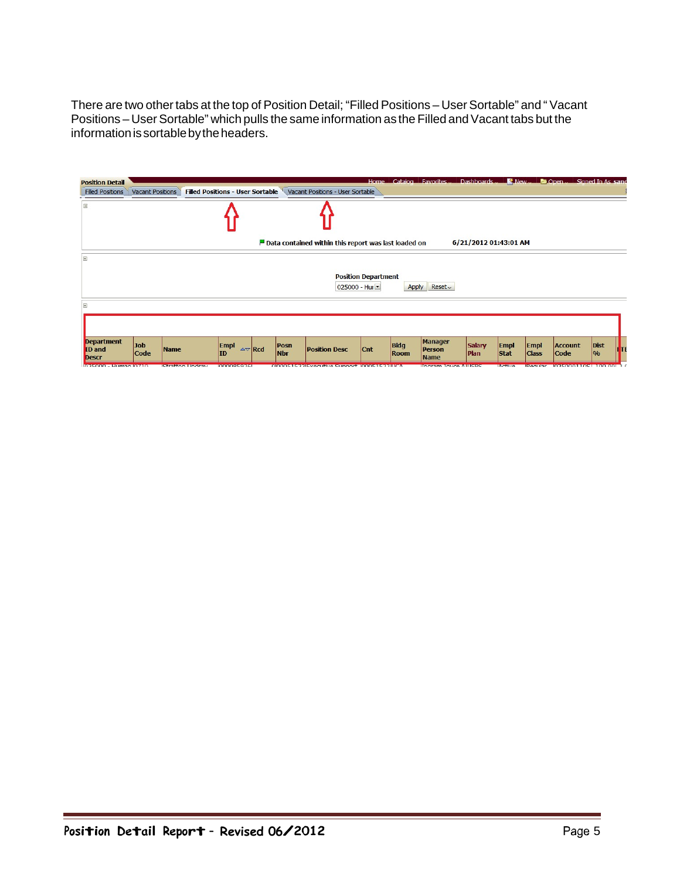There are two other tabs at the top of Position Detail; "Filled Positions – User Sortable" and " Vacant Positions – User Sortable" which pulls the same information as the Filled and Vacant tabs but the information is sortable by the headers.